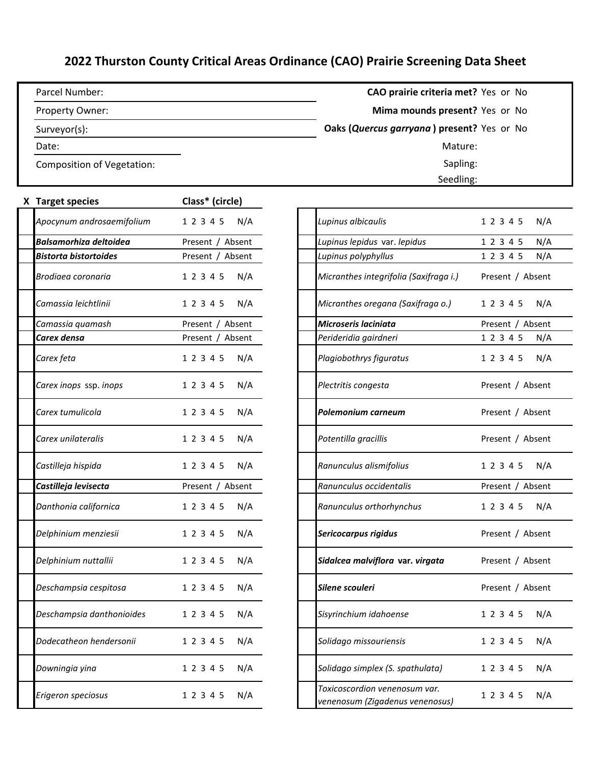# 2022 Thurston County Critical Areas Ordinance (CAO) Prairie Screening Data Sheet

| | |
|---|---|
| Parcel Number: | **CAO prairie criteria met?** Yes or No |
| Property Owner: | **Mima mounds present?** Yes or No |
| Surveyor(s): | **Oaks (*Quercus garryana*) present?** Yes or No |
| Date: | Mature: |
| Composition of Vegetation: | Sapling: |
| | Seedling: |

| X | Target species | Class* (circle) | X | Target species | Class* (circle) |
|---|---|---|---|---|---|
| | *Apocynum androsaemifolium* | 1 2 3 4 5 N/A | | *Lupinus albicaulis* | 1 2 3 4 5 N/A |
| | ***Balsamorhiza deltoidea*** | Present / Absent | | *Lupinus lepidus* var. *lepidus* | 1 2 3 4 5 N/A |
| | ***Bistorta bistortoides*** | Present / Absent | | *Lupinus polyphyllus* | 1 2 3 4 5 N/A |
| | *Brodiaea coronaria* | 1 2 3 4 5 N/A | | *Micranthes integrifolia (Saxifraga i.)* | Present / Absent |
| | *Camassia leichtlinii* | 1 2 3 4 5 N/A | | *Micranthes oregana (Saxifraga o.)* | 1 2 3 4 5 N/A |
| | *Camassia quamash* | Present / Absent | | ***Microseris laciniata*** | Present / Absent |
| | ***Carex densa*** | Present / Absent | | *Perideridia gairdneri* | 1 2 3 4 5 N/A |
| | *Carex feta* | 1 2 3 4 5 N/A | | *Plagiobothrys figuratus* | 1 2 3 4 5 N/A |
| | *Carex inops* ssp. *inops* | 1 2 3 4 5 N/A | | *Plectritis congesta* | Present / Absent |
| | *Carex tumulicola* | 1 2 3 4 5 N/A | | ***Polemonium carneum*** | Present / Absent |
| | *Carex unilateralis* | 1 2 3 4 5 N/A | | *Potentilla gracillis* | Present / Absent |
| | *Castilleja hispida* | 1 2 3 4 5 N/A | | *Ranunculus alismifolius* | 1 2 3 4 5 N/A |
| | ***Castilleja levisecta*** | Present / Absent | | *Ranunculus occidentalis* | Present / Absent |
| | *Danthonia californica* | 1 2 3 4 5 N/A | | *Ranunculus orthorhynchus* | 1 2 3 4 5 N/A |
| | *Delphinium menziesii* | 1 2 3 4 5 N/A | | ***Sericocarpus rigidus*** | Present / Absent |
| | *Delphinium nuttallii* | 1 2 3 4 5 N/A | | ***Sidalcea malviflora* var. *virgata*** | Present / Absent |
| | *Deschampsia cespitosa* | 1 2 3 4 5 N/A | | ***Silene scouleri*** | Present / Absent |
| | *Deschampsia danthonioides* | 1 2 3 4 5 N/A | | *Sisyrinchium idahoense* | 1 2 3 4 5 N/A |
| | *Dodecatheon hendersonii* | 1 2 3 4 5 N/A | | *Solidago missouriensis* | 1 2 3 4 5 N/A |
| | *Downingia yina* | 1 2 3 4 5 N/A | | *Solidago simplex (S. spathulata)* | 1 2 3 4 5 N/A |
| | *Erigeron speciosus* | 1 2 3 4 5 N/A | | *Toxicoscordion venenosum var. venenosum (Zigadenus venenosus)* | 1 2 3 4 5 N/A |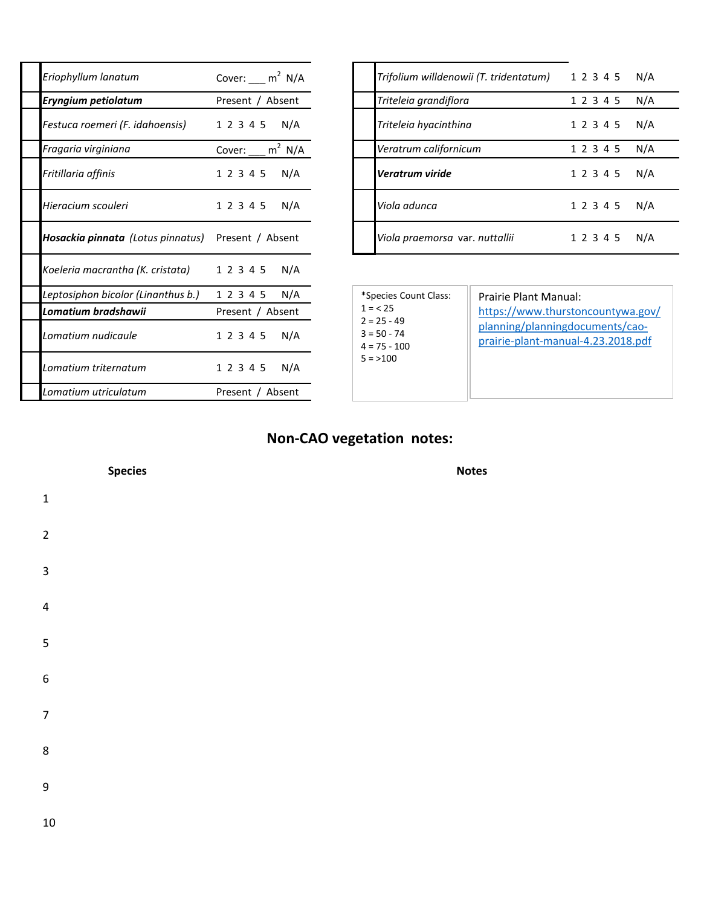| | | |
|---|---|---|
| | *Eriophyllum lanatum* | Cover: ___ $m^2$ N/A |
| | ***Eryngium petiolatum*** | Present / Absent |
| | *Festuca roemeri (F. idahoensis)* | 1 2 3 4 5 N/A |
| | *Fragaria virginiana* | Cover: ___ $m^2$ N/A |
| | *Fritillaria affinis* | 1 2 3 4 5 N/A |
| | *Hieracium scouleri* | 1 2 3 4 5 N/A |
| | ***Hosackia pinnata*** *(Lotus pinnatus)* | Present / Absent |
| | *Koeleria macrantha (K. cristata)* | 1 2 3 4 5 N/A |
| | *Leptosiphon bicolor (Linanthus b.)* | 1 2 3 4 5 N/A |
| | ***Lomatium bradshawii*** | Present / Absent |
| | *Lomatium nudicaule* | 1 2 3 4 5 N/A |
| | *Lomatium triternatum* | 1 2 3 4 5 N/A |
| | *Lomatium utriculatum* | Present / Absent |

| | | | |
|---|---|---|---|
| | *Trifolium willdenowii (T. tridentatum)* | 1 2 3 4 5 | N/A |
| | *Triteleia grandiflora* | 1 2 3 4 5 | N/A |
| | *Triteleia hyacinthina* | 1 2 3 4 5 | N/A |
| | *Veratrum californicum* | 1 2 3 4 5 | N/A |
| | ***Veratrum viride*** | 1 2 3 4 5 | N/A |
| | *Viola adunca* | 1 2 3 4 5 | N/A |
| | *Viola praemorsa* var. *nuttallii* | 1 2 3 4 5 | N/A |

*Species Count Class:
1 = < 25
2 = 25 - 49
3 = 50 - 74
4 = 75 - 100
5 = >100

Prairie Plant Manual:
https://www.thurstoncountywa.gov/planning/planningdocuments/cao-prairie-plant-manual-4.23.2018.pdf

## Non-CAO vegetation notes:

| | Species | Notes |
|---|---|---|
| 1 | | |
| 2 | | |
| 3 | | |
| 4 | | |
| 5 | | |
| 6 | | |
| 7 | | |
| 8 | | |
| 9 | | |
| 10 | | |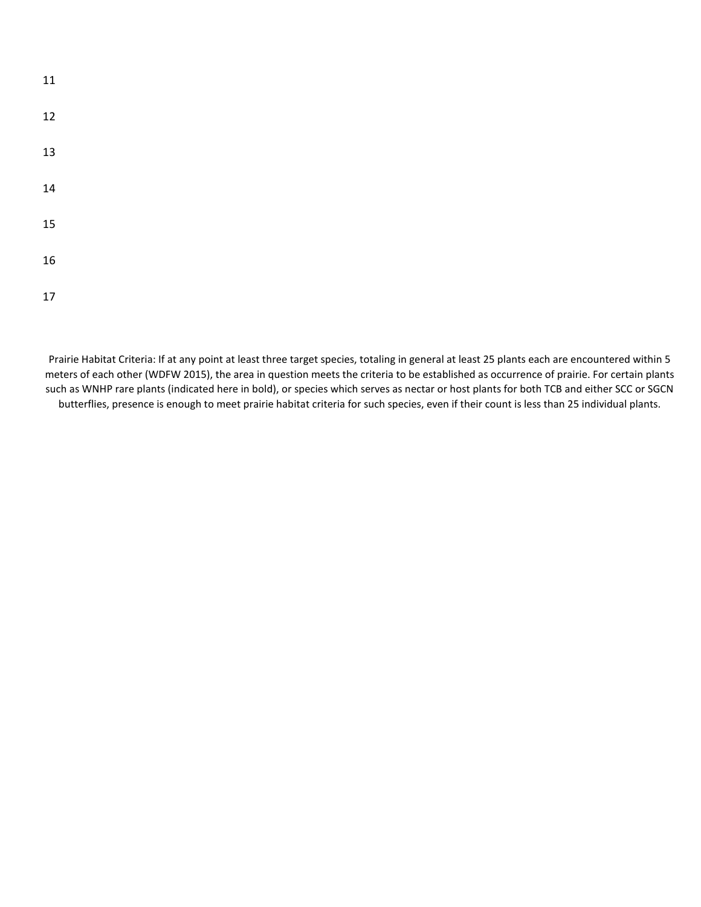11

12

13

14

15

16

17

Prairie Habitat Criteria: If at any point at least three target species, totaling in general at least 25 plants each are encountered within 5 meters of each other (WDFW 2015), the area in question meets the criteria to be established as occurrence of prairie. For certain plants such as WNHP rare plants (indicated here in bold), or species which serves as nectar or host plants for both TCB and either SCC or SGCN butterflies, presence is enough to meet prairie habitat criteria for such species, even if their count is less than 25 individual plants.